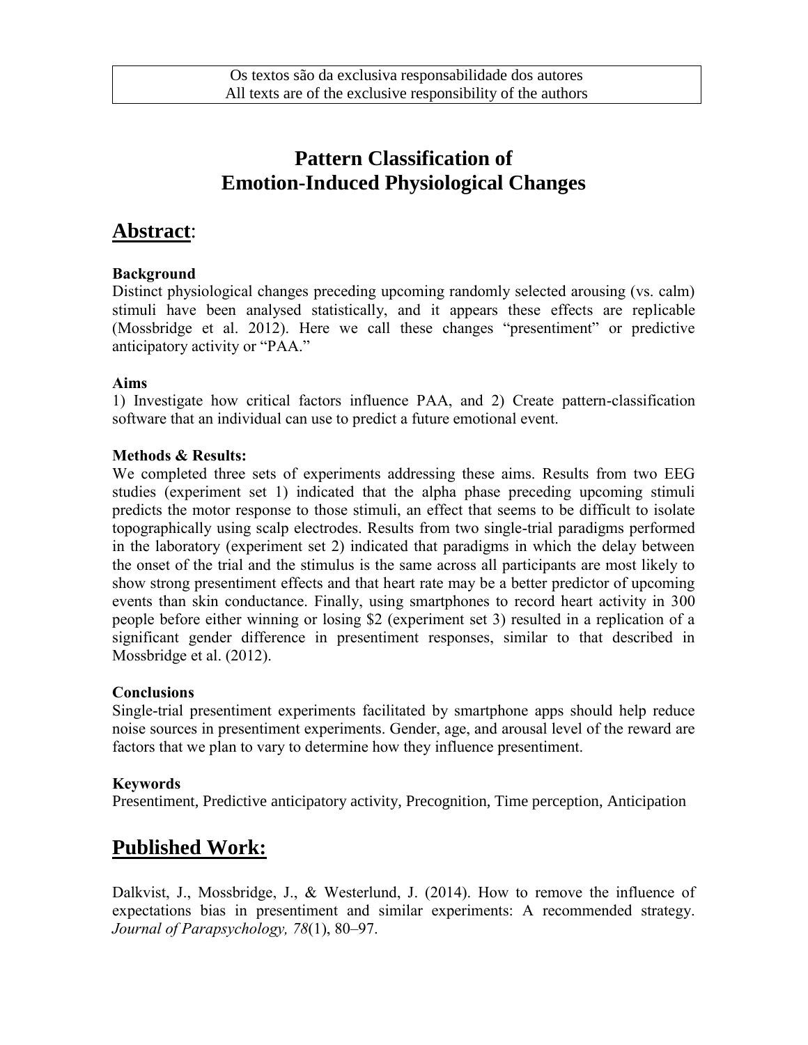Os textos são da exclusiva responsabilidade dos autores
All texts are of the exclusive responsibility of the authors

# Pattern Classification of Emotion-Induced Physiological Changes

## Abstract:

**Background**

Distinct physiological changes preceding upcoming randomly selected arousing (vs. calm) stimuli have been analysed statistically, and it appears these effects are replicable (Mossbridge et al. 2012). Here we call these changes "presentiment" or predictive anticipatory activity or "PAA."

**Aims**

1) Investigate how critical factors influence PAA, and 2) Create pattern-classification software that an individual can use to predict a future emotional event.

**Methods & Results:**

We completed three sets of experiments addressing these aims. Results from two EEG studies (experiment set 1) indicated that the alpha phase preceding upcoming stimuli predicts the motor response to those stimuli, an effect that seems to be difficult to isolate topographically using scalp electrodes. Results from two single-trial paradigms performed in the laboratory (experiment set 2) indicated that paradigms in which the delay between the onset of the trial and the stimulus is the same across all participants are most likely to show strong presentiment effects and that heart rate may be a better predictor of upcoming events than skin conductance. Finally, using smartphones to record heart activity in 300 people before either winning or losing $2 (experiment set 3) resulted in a replication of a significant gender difference in presentiment responses, similar to that described in Mossbridge et al. (2012).

**Conclusions**

Single-trial presentiment experiments facilitated by smartphone apps should help reduce noise sources in presentiment experiments. Gender, age, and arousal level of the reward are factors that we plan to vary to determine how they influence presentiment.

**Keywords**

Presentiment, Predictive anticipatory activity, Precognition, Time perception, Anticipation

## Published Work:

Dalkvist, J., Mossbridge, J., & Westerlund, J. (2014). How to remove the influence of expectations bias in presentiment and similar experiments: A recommended strategy. *Journal of Parapsychology, 78*(1), 80–97.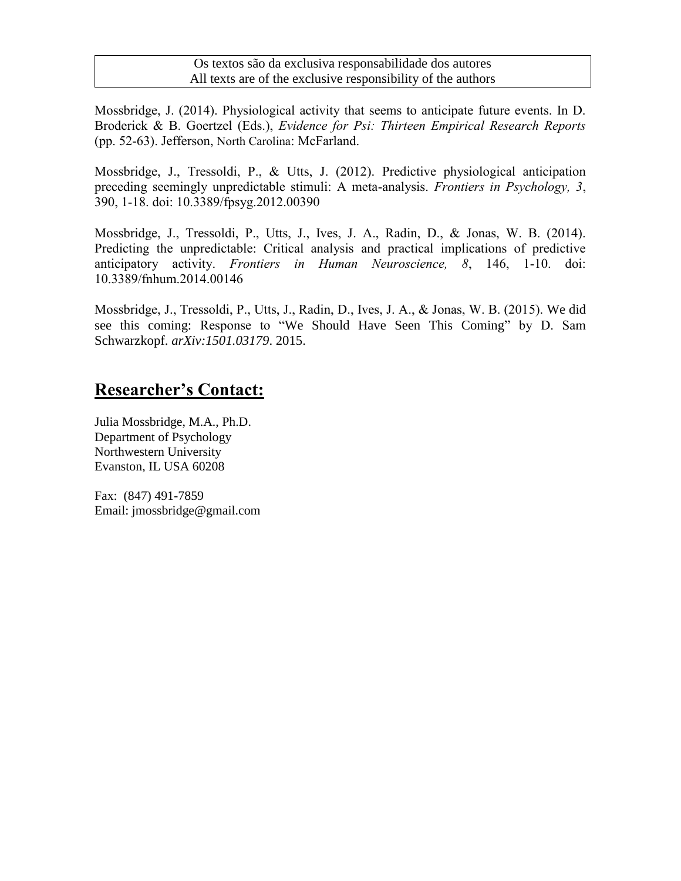Os textos são da exclusiva responsabilidade dos autores
All texts are of the exclusive responsibility of the authors

Mossbridge, J. (2014). Physiological activity that seems to anticipate future events. In D. Broderick & B. Goertzel (Eds.), *Evidence for Psi: Thirteen Empirical Research Reports* (pp. 52-63). Jefferson, North Carolina: McFarland.

Mossbridge, J., Tressoldi, P., & Utts, J. (2012). Predictive physiological anticipation preceding seemingly unpredictable stimuli: A meta-analysis. *Frontiers in Psychology, 3*, 390, 1-18. doi: 10.3389/fpsyg.2012.00390

Mossbridge, J., Tressoldi, P., Utts, J., Ives, J. A., Radin, D., & Jonas, W. B. (2014). Predicting the unpredictable: Critical analysis and practical implications of predictive anticipatory activity. *Frontiers in Human Neuroscience, 8*, 146, 1-10. doi: 10.3389/fnhum.2014.00146

Mossbridge, J., Tressoldi, P., Utts, J., Radin, D., Ives, J. A., & Jonas, W. B. (2015). We did see this coming: Response to "We Should Have Seen This Coming" by D. Sam Schwarzkopf. *arXiv:1501.03179*. 2015.

## **Researcher's Contact:**

Julia Mossbridge, M.A., Ph.D.
Department of Psychology
Northwestern University
Evanston, IL USA 60208

Fax: (847) 491-7859
Email: jmossbridge@gmail.com